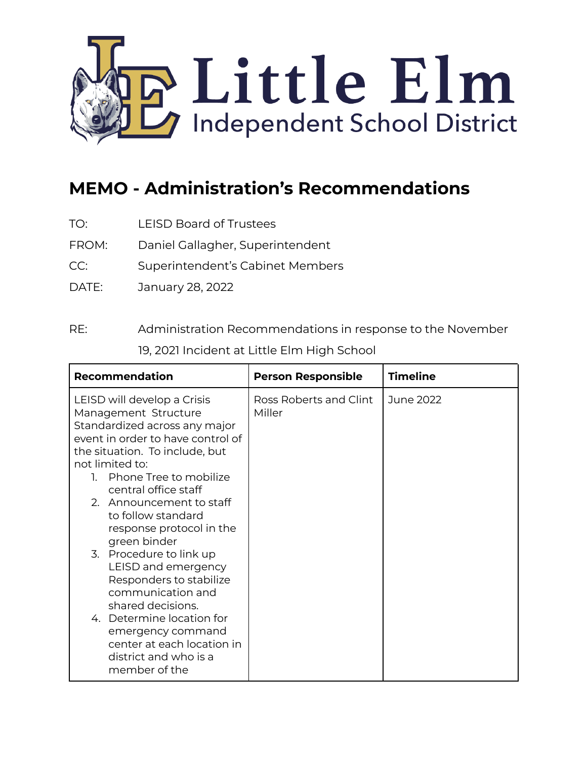Little Elm
Independent School District

# MEMO - Administration's Recommendations

TO: LEISD Board of Trustees

FROM: Daniel Gallagher, Superintendent

CC: Superintendent's Cabinet Members

DATE: January 28, 2022

RE: Administration Recommendations in response to the November 19, 2021 Incident at Little Elm High School

| Recommendation | Person Responsible | Timeline |
|---|---|---|
| LEISD will develop a Crisis Management Structure Standardized across any major event in order to have control of the situation. To include, but not limited to:<br>1. Phone Tree to mobilize central office staff<br>2. Announcement to staff to follow standard response protocol in the green binder<br>3. Procedure to link up LEISD and emergency Responders to stabilize communication and shared decisions.<br>4. Determine location for emergency command center at each location in district and who is a member of the | Ross Roberts and Clint Miller | June 2022 |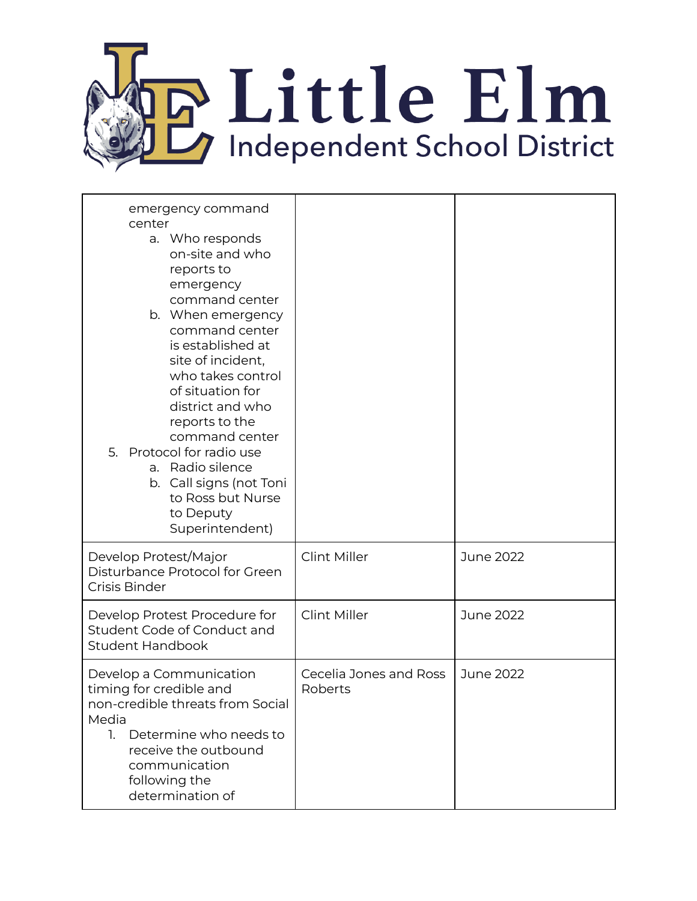| | | |
|---|---|---|
| emergency command center<br>a. Who responds on-site and who reports to emergency command center<br>b. When emergency command center is established at site of incident, who takes control of situation for district and who reports to the command center<br>5. Protocol for radio use<br>a. Radio silence<br>b. Call signs (not Toni to Ross but Nurse to Deputy Superintendent) | | |
| Develop Protest/Major Disturbance Protocol for Green Crisis Binder | Clint Miller | June 2022 |
| Develop Protest Procedure for Student Code of Conduct and Student Handbook | Clint Miller | June 2022 |
| Develop a Communication timing for credible and non-credible threats from Social Media<br>1. Determine who needs to receive the outbound communication following the determination of | Cecelia Jones and Ross Roberts | June 2022 |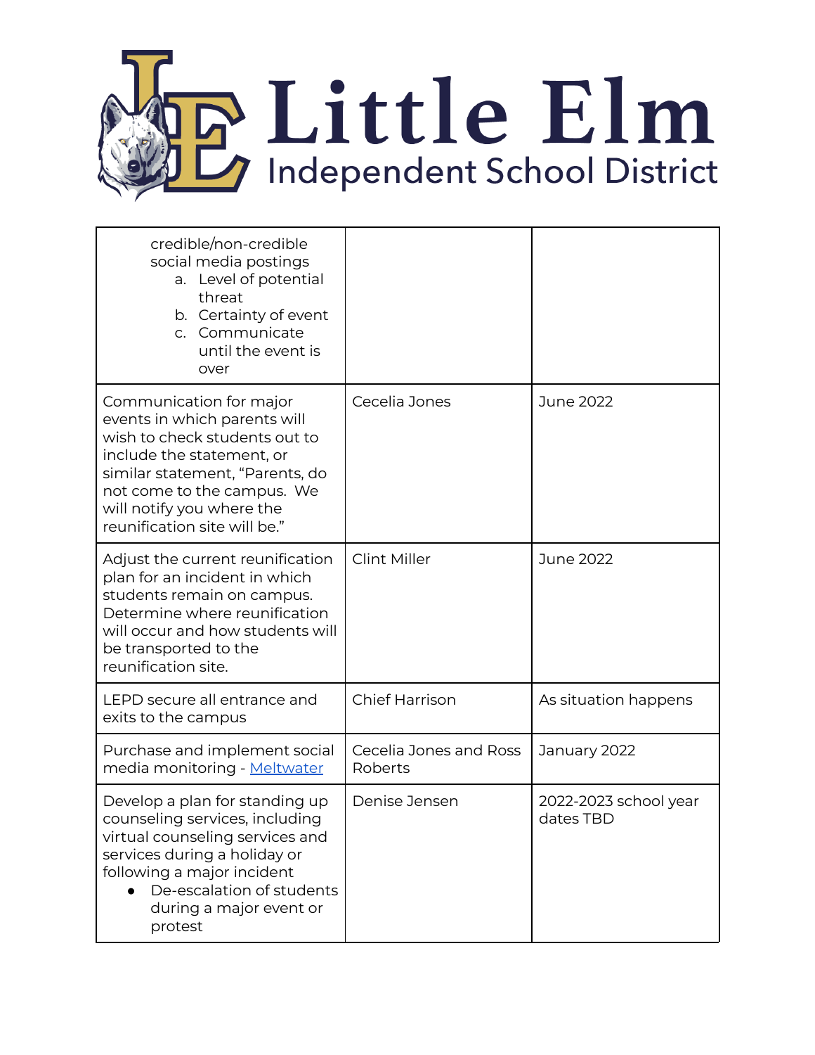| | | |
|---|---|---|
| credible/non-credible social media postings<br>a. Level of potential threat<br>b. Certainty of event<br>c. Communicate until the event is over | | |
| Communication for major events in which parents will wish to check students out to include the statement, or similar statement, "Parents, do not come to the campus. We will notify you where the reunification site will be." | Cecelia Jones | June 2022 |
| Adjust the current reunification plan for an incident in which students remain on campus. Determine where reunification will occur and how students will be transported to the reunification site. | Clint Miller | June 2022 |
| LEPD secure all entrance and exits to the campus | Chief Harrison | As situation happens |
| Purchase and implement social media monitoring - Meltwater | Cecelia Jones and Ross Roberts | January 2022 |
| Develop a plan for standing up counseling services, including virtual counseling services and services during a holiday or following a major incident<br>● De-escalation of students during a major event or protest | Denise Jensen | 2022-2023 school year dates TBD |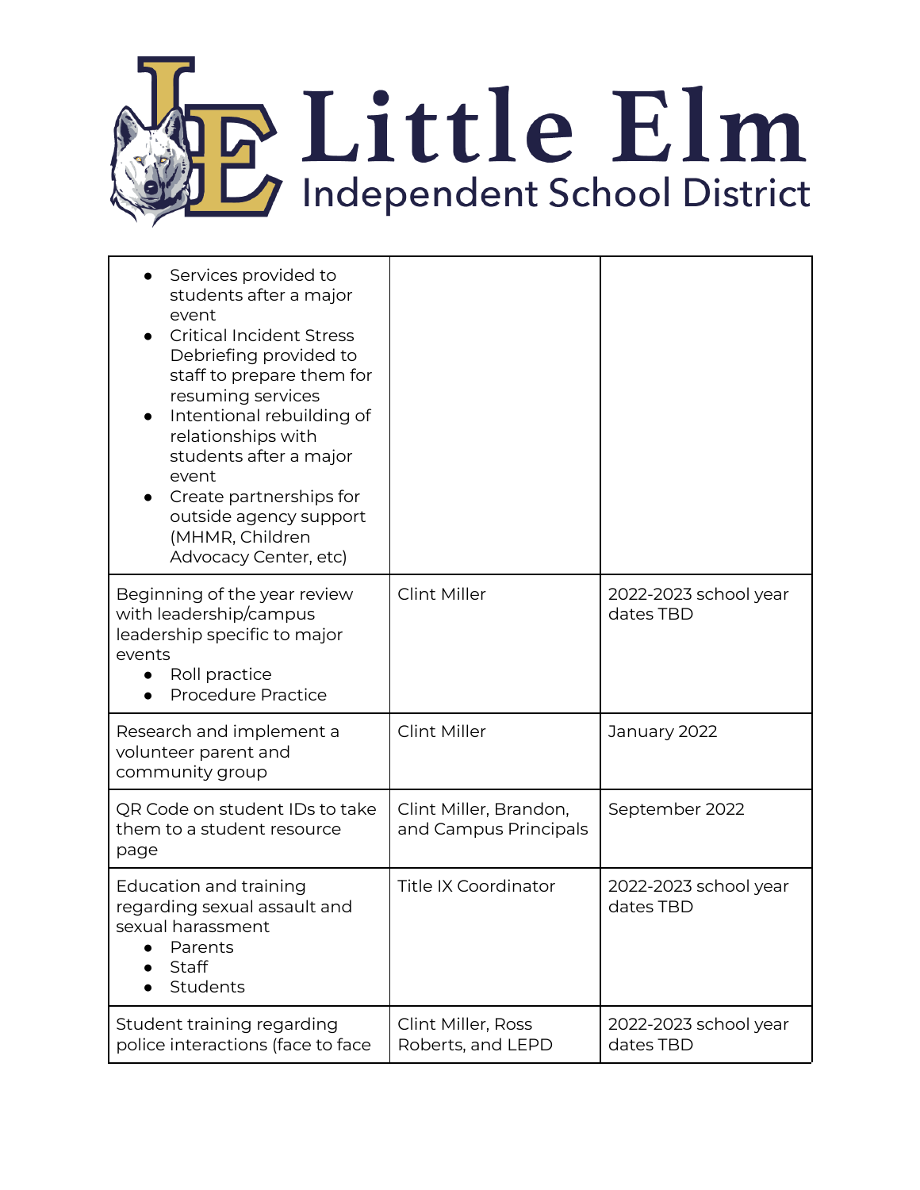| | | |
|---|---|---|
| <ul><li>Services provided to students after a major event</li><li>Critical Incident Stress Debriefing provided to staff to prepare them for resuming services</li><li>Intentional rebuilding of relationships with students after a major event</li><li>Create partnerships for outside agency support (MHMR, Children Advocacy Center, etc)</li></ul> | | |
| Beginning of the year review with leadership/campus leadership specific to major events<ul><li>Roll practice</li><li>Procedure Practice</li></ul> | Clint Miller | 2022-2023 school year dates TBD |
| Research and implement a volunteer parent and community group | Clint Miller | January 2022 |
| QR Code on student IDs to take them to a student resource page | Clint Miller, Brandon, and Campus Principals | September 2022 |
| Education and training regarding sexual assault and sexual harassment<ul><li>Parents</li><li>Staff</li><li>Students</li></ul> | Title IX Coordinator | 2022-2023 school year dates TBD |
| Student training regarding police interactions (face to face | Clint Miller, Ross Roberts, and LEPD | 2022-2023 school year dates TBD |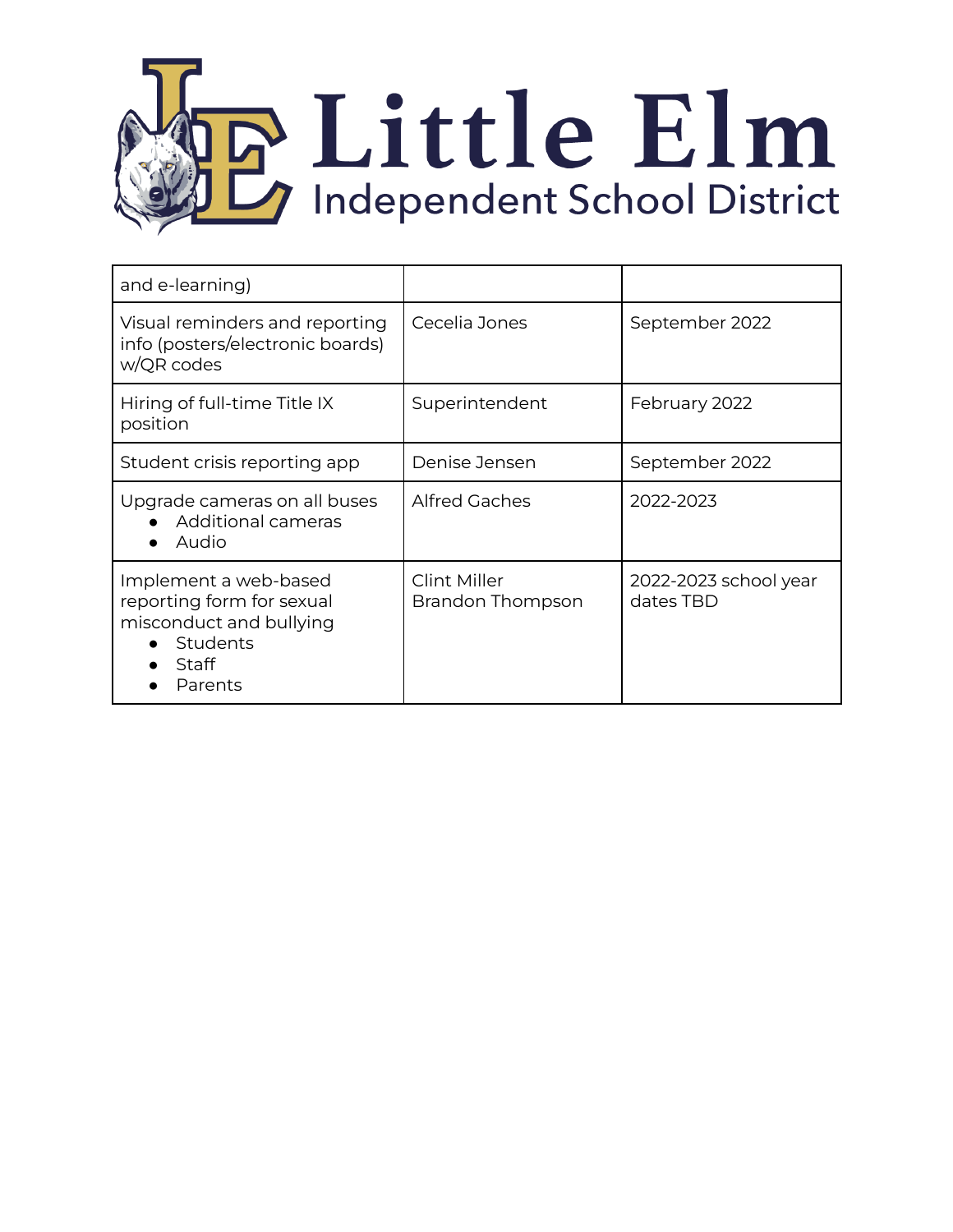| | | |
|---|---|---|
| and e-learning) | | |
| Visual reminders and reporting info (posters/electronic boards) w/QR codes | Cecelia Jones | September 2022 |
| Hiring of full-time Title IX position | Superintendent | February 2022 |
| Student crisis reporting app | Denise Jensen | September 2022 |
| Upgrade cameras on all buses<br>• Additional cameras<br>• Audio | Alfred Gaches | 2022-2023 |
| Implement a web-based reporting form for sexual misconduct and bullying<br>• Students<br>• Staff<br>• Parents | Clint Miller<br>Brandon Thompson | 2022-2023 school year dates TBD |